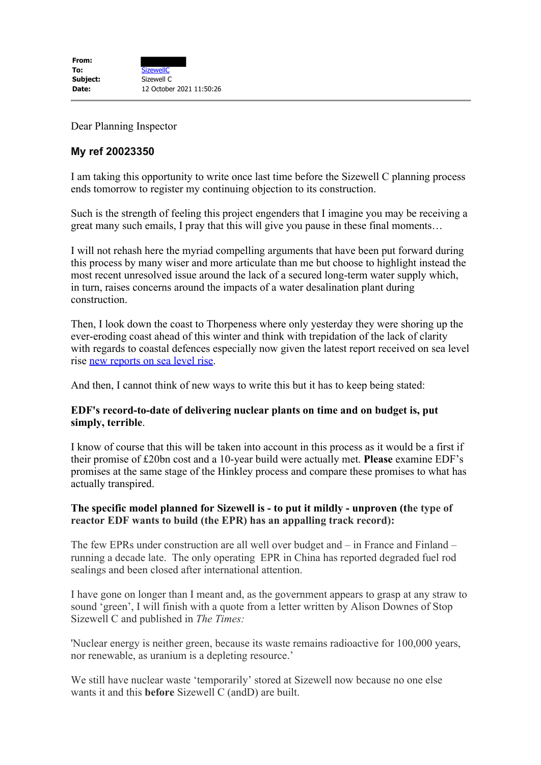**From:**
**To:** SizewellC
**Subject:** Sizewell C
**Date:** 12 October 2021 11:50:26

---

Dear Planning Inspector

### My ref 20023350

I am taking this opportunity to write once last time before the Sizewell C planning process ends tomorrow to register my continuing objection to its construction.

Such is the strength of feeling this project engenders that I imagine you may be receiving a great many such emails, I pray that this will give you pause in these final moments…

I will not rehash here the myriad compelling arguments that have been put forward during this process by many wiser and more articulate than me but choose to highlight instead the most recent unresolved issue around the lack of a secured long-term water supply which, in turn, raises concerns around the impacts of a water desalination plant during construction.

Then, I look down the coast to Thorpeness where only yesterday they were shoring up the ever-eroding coast ahead of this winter and think with trepidation of the lack of clarity with regards to coastal defences especially now given the latest report received on sea level rise new reports on sea level rise.

And then, I cannot think of new ways to write this but it has to keep being stated:

**EDF's record-to-date of delivering nuclear plants on time and on budget is, put simply, terrible**.

I know of course that this will be taken into account in this process as it would be a first if their promise of £20bn cost and a 10-year build were actually met. **Please** examine EDF's promises at the same stage of the Hinkley process and compare these promises to what has actually transpired.

**The specific model planned for Sizewell is - to put it mildly - unproven (the type of reactor EDF wants to build (the EPR) has an appalling track record):**

The few EPRs under construction are all well over budget and – in France and Finland – running a decade late. The only operating EPR in China has reported degraded fuel rod sealings and been closed after international attention.

I have gone on longer than I meant and, as the government appears to grasp at any straw to sound 'green', I will finish with a quote from a letter written by Alison Downes of Stop Sizewell C and published in *The Times:*

'Nuclear energy is neither green, because its waste remains radioactive for 100,000 years, nor renewable, as uranium is a depleting resource.'

We still have nuclear waste 'temporarily' stored at Sizewell now because no one else wants it and this **before** Sizewell C (andD) are built.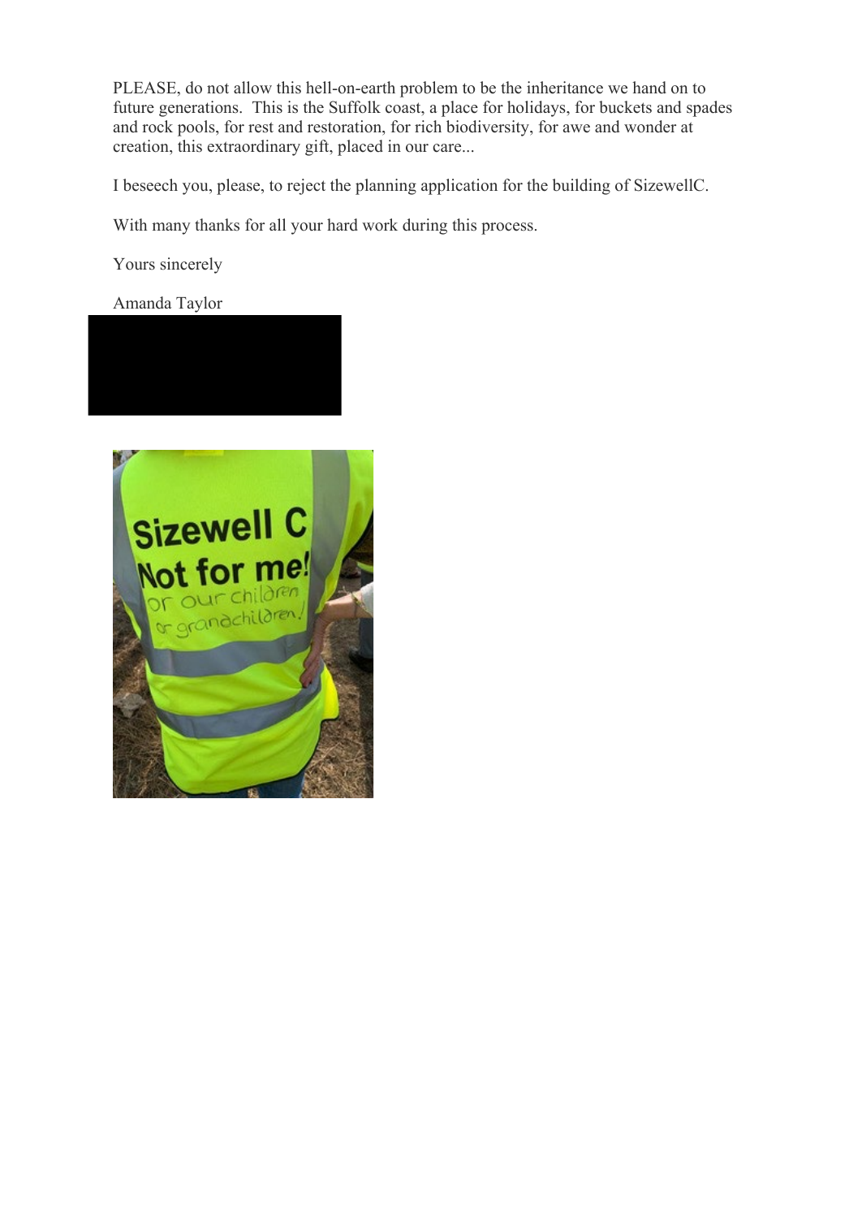PLEASE, do not allow this hell-on-earth problem to be the inheritance we hand on to future generations.  This is the Suffolk coast, a place for holidays, for buckets and spades and rock pools, for rest and restoration, for rich biodiversity, for awe and wonder at creation, this extraordinary gift, placed in our care...

I beseech you, please, to reject the planning application for the building of SizewellC.

With many thanks for all your hard work during this process.

Yours sincerely

Amanda Taylor